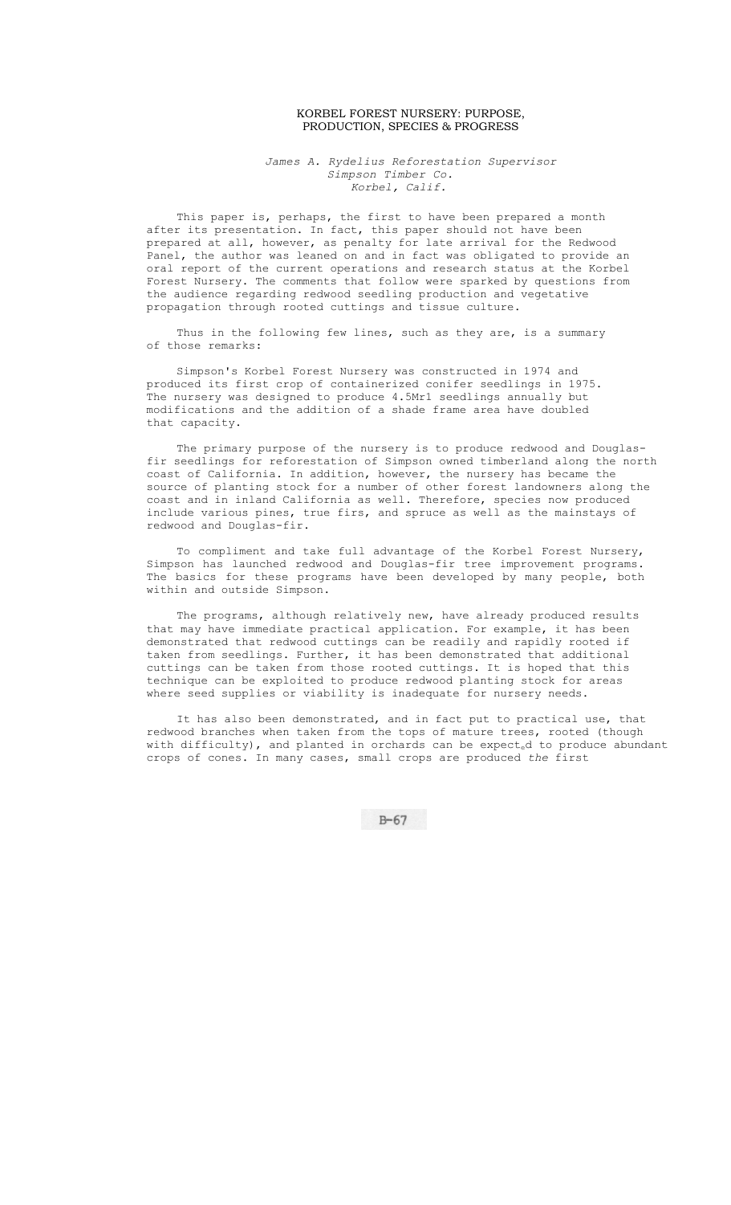# KORBEL FOREST NURSERY: PURPOSE, PRODUCTION, SPECIES & PROGRESS

*James A. Rydelius Reforestation Supervisor*
*Simpson Timber Co.*
*Korbel, Calif.*

This paper is, perhaps, the first to have been prepared a month after its presentation. In fact, this paper should not have been prepared at all, however, as penalty for late arrival for the Redwood Panel, the author was leaned on and in fact was obligated to provide an oral report of the current operations and research status at the Korbel Forest Nursery. The comments that follow were sparked by questions from the audience regarding redwood seedling production and vegetative propagation through rooted cuttings and tissue culture.

Thus in the following few lines, such as they are, is a summary of those remarks:

Simpson's Korbel Forest Nursery was constructed in 1974 and produced its first crop of containerized conifer seedlings in 1975. The nursery was designed to produce 4.5Mr1 seedlings annually but modifications and the addition of a shade frame area have doubled that capacity.

The primary purpose of the nursery is to produce redwood and Douglas-fir seedlings for reforestation of Simpson owned timberland along the north coast of California. In addition, however, the nursery has became the source of planting stock for a number of other forest landowners along the coast and in inland California as well. Therefore, species now produced include various pines, true firs, and spruce as well as the mainstays of redwood and Douglas-fir.

To compliment and take full advantage of the Korbel Forest Nursery, Simpson has launched redwood and Douglas-fir tree improvement programs. The basics for these programs have been developed by many people, both within and outside Simpson.

The programs, although relatively new, have already produced results that may have immediate practical application. For example, it has been demonstrated that redwood cuttings can be readily and rapidly rooted if taken from seedlings. Further, it has been demonstrated that additional cuttings can be taken from those rooted cuttings. It is hoped that this technique can be exploited to produce redwood planting stock for areas where seed supplies or viability is inadequate for nursery needs.

It has also been demonstrated, and in fact put to practical use, that redwood branches when taken from the tops of mature trees, rooted (though with difficulty), and planted in orchards can be expected to produce abundant crops of cones. In many cases, small crops are produced *the* first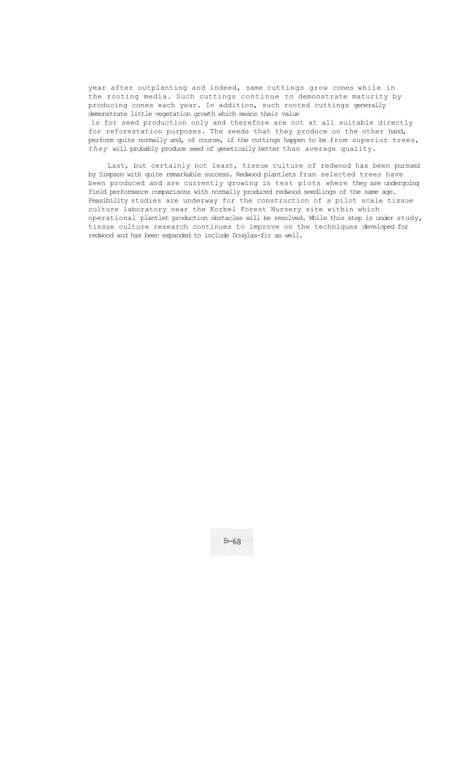year after outplanting and indeed, same cuttings grow cones while in the rooting media. Such cuttings continue to demonstrate maturity by producing cones each year. In addition, such rooted cuttings generally demonstrate little vegetation growth which means their value is for seed production only and therefore are not at all suitable directly for reforestation purposes. The seeds that they produce on the other hand, perform quite normally and, of course, if the cuttings happen to be from superior trees, *they* will probably produce seed of genetically better than average quality.

Last, but certainly not least, tissue culture of redwood has been pursued by Simpson with quite remarkable success. Redwood plantlets fran selected trees have been produced and are currently growing in test plots where they are undergoing field performance comparisons with normally produced redwood seedlings of the same age. Feasibility studies are underway for the construction of a pilot scale tissue culture laboratory near the Korbel Forest Nursery site within which operational plantlet production obstacles will be resolved. While this step is under study, tissue culture research continues to improve on the techniques developed for redwood and has been expanded to include Douglas-fir as well.